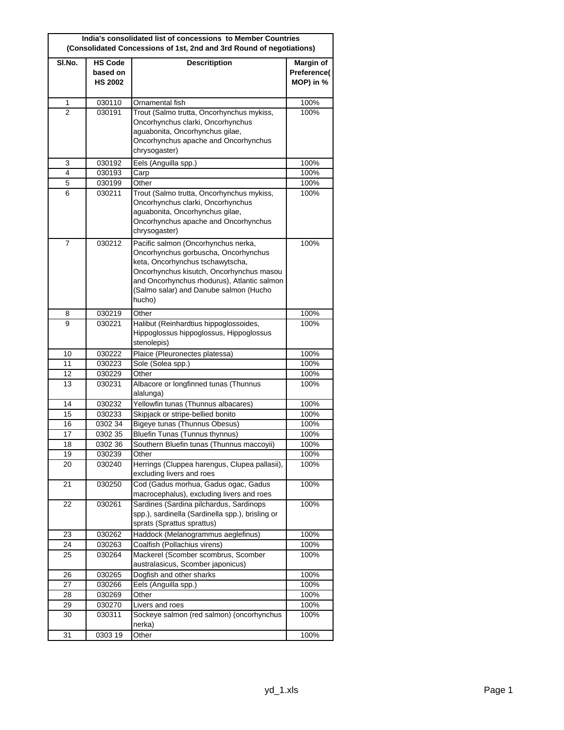**India's consolidated list of concessions to Member Countries**
**(Consolidated Concessions of 1st, 2nd and 3rd Round of negotiations)**

| Sl.No. | HS Code based on HS 2002 | Descritiption | Margin of Preference( MOP) in % |
|---|---|---|---|
| 1 | 030110 | Ornamental fish | 100% |
| 2 | 030191 | Trout (Salmo trutta, Oncorhynchus mykiss, Oncorhynchus clarki, Oncorhynchus aguabonita, Oncorhynchus gilae, Oncorhynchus apache and Oncorhynchus chrysogaster) | 100% |
| 3 | 030192 | Eels (Anguilla spp.) | 100% |
| 4 | 030193 | Carp | 100% |
| 5 | 030199 | Other | 100% |
| 6 | 030211 | Trout (Salmo trutta, Oncorhynchus mykiss, Oncorhynchus clarki, Oncorhynchus aguabonita, Oncorhynchus gilae, Oncorhynchus apache and Oncorhynchus chrysogaster) | 100% |
| 7 | 030212 | Pacific salmon (Oncorhynchus nerka, Oncorhynchus gorbuscha, Oncorhynchus keta, Oncorhynchus tschawytscha, Oncorhynchus kisutch, Oncorhynchus masou and Oncorhynchus rhodurus), Atlantic salmon (Salmo salar) and Danube salmon (Hucho hucho) | 100% |
| 8 | 030219 | Other | 100% |
| 9 | 030221 | Halibut (Reinhardtius hippoglossoides, Hippoglossus hippoglossus, Hippoglossus stenolepis) | 100% |
| 10 | 030222 | Plaice (Pleuronectes platessa) | 100% |
| 11 | 030223 | Sole (Solea spp.) | 100% |
| 12 | 030229 | Other | 100% |
| 13 | 030231 | Albacore or longfinned tunas (Thunnus alalunga) | 100% |
| 14 | 030232 | Yellowfin tunas (Thunnus albacares) | 100% |
| 15 | 030233 | Skipjack or stripe-bellied bonito | 100% |
| 16 | 0302 34 | Bigeye tunas (Thunnus Obesus) | 100% |
| 17 | 0302 35 | Bluefin Tunas (Tunnus thynnus) | 100% |
| 18 | 0302 36 | Southern Bluefin tunas (Thunnus maccoyii) | 100% |
| 19 | 030239 | Other | 100% |
| 20 | 030240 | Herrings (Cluppea harengus, Clupea pallasii), excluding livers and roes | 100% |
| 21 | 030250 | Cod (Gadus morhua, Gadus ogac, Gadus macrocephalus), excluding livers and roes | 100% |
| 22 | 030261 | Sardines (Sardina pilchardus, Sardinops spp.), sardinella (Sardinella spp.), brisling or sprats (Sprattus sprattus) | 100% |
| 23 | 030262 | Haddock (Melanogrammus aeglefinus) | 100% |
| 24 | 030263 | Coalfish (Pollachius virens) | 100% |
| 25 | 030264 | Mackerel (Scomber scombrus, Scomber australasicus, Scomber japonicus) | 100% |
| 26 | 030265 | Dogfish and other sharks | 100% |
| 27 | 030266 | Eels (Anguilla spp.) | 100% |
| 28 | 030269 | Other | 100% |
| 29 | 030270 | Livers and roes | 100% |
| 30 | 030311 | Sockeye salmon (red salmon) (oncorhynchus nerka) | 100% |
| 31 | 0303 19 | Other | 100% |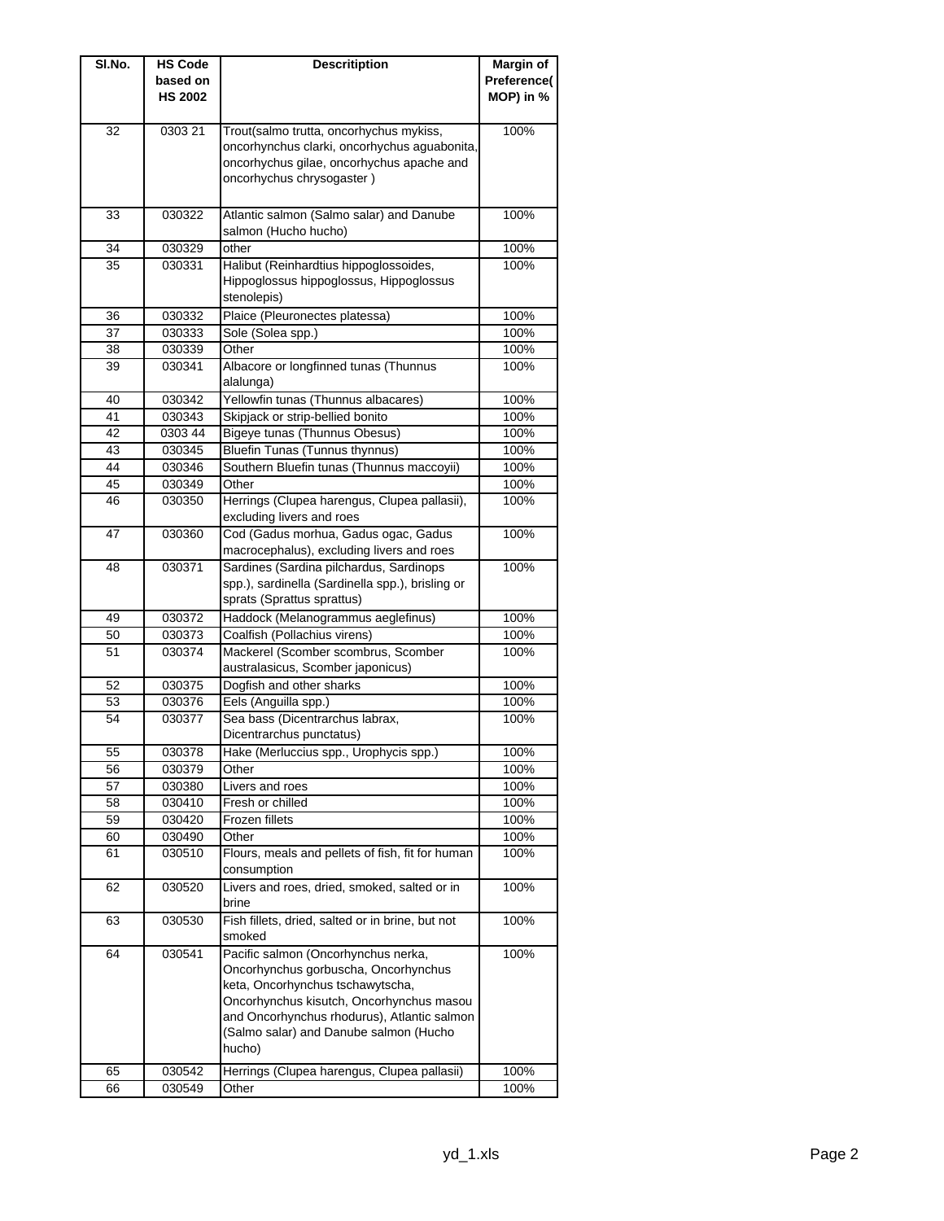| Sl.No. | HS Code based on HS 2002 | Descritiption | Margin of Preference( MOP) in % |
|---|---|---|---|
| 32 | 0303 21 | Trout(salmo trutta, oncorhychus mykiss, oncorhynchus clarki, oncorhychus aguabonita, oncorhynchus gilae, oncorhychus apache and oncorhychus chrysogaster ) | 100% |
| 33 | 030322 | Atlantic salmon (Salmo salar) and Danube salmon (Hucho hucho) | 100% |
| 34 | 030329 | other | 100% |
| 35 | 030331 | Halibut (Reinhardtius hippoglossoides, Hippoglossus hippoglossus, Hippoglossus stenolepis) | 100% |
| 36 | 030332 | Plaice (Pleuronectes platessa) | 100% |
| 37 | 030333 | Sole (Solea spp.) | 100% |
| 38 | 030339 | Other | 100% |
| 39 | 030341 | Albacore or longfinned tunas (Thunnus alalunga) | 100% |
| 40 | 030342 | Yellowfin tunas (Thunnus albacares) | 100% |
| 41 | 030343 | Skipjack or strip-bellied bonito | 100% |
| 42 | 0303 44 | Bigeye tunas (Thunnus Obesus) | 100% |
| 43 | 030345 | Bluefin Tunas (Tunnus thynnus) | 100% |
| 44 | 030346 | Southern Bluefin tunas (Thunnus maccoyii) | 100% |
| 45 | 030349 | Other | 100% |
| 46 | 030350 | Herrings (Clupea harengus, Clupea pallasii), excluding livers and roes | 100% |
| 47 | 030360 | Cod (Gadus morhua, Gadus ogac, Gadus macrocephalus), excluding livers and roes | 100% |
| 48 | 030371 | Sardines (Sardina pilchardus, Sardinops spp.), sardinella (Sardinella spp.), brisling or sprats (Sprattus sprattus) | 100% |
| 49 | 030372 | Haddock (Melanogrammus aeglefinus) | 100% |
| 50 | 030373 | Coalfish (Pollachius virens) | 100% |
| 51 | 030374 | Mackerel (Scomber scombrus, Scomber australasicus, Scomber japonicus) | 100% |
| 52 | 030375 | Dogfish and other sharks | 100% |
| 53 | 030376 | Eels (Anguilla spp.) | 100% |
| 54 | 030377 | Sea bass (Dicentrarchus labrax, Dicentrarchus punctatus) | 100% |
| 55 | 030378 | Hake (Merluccius spp., Urophycis spp.) | 100% |
| 56 | 030379 | Other | 100% |
| 57 | 030380 | Livers and roes | 100% |
| 58 | 030410 | Fresh or chilled | 100% |
| 59 | 030420 | Frozen fillets | 100% |
| 60 | 030490 | Other | 100% |
| 61 | 030510 | Flours, meals and pellets of fish, fit for human consumption | 100% |
| 62 | 030520 | Livers and roes, dried, smoked, salted or in brine | 100% |
| 63 | 030530 | Fish fillets, dried, salted or in brine, but not smoked | 100% |
| 64 | 030541 | Pacific salmon (Oncorhynchus nerka, Oncorhynchus gorbuscha, Oncorhynchus keta, Oncorhynchus tschawytscha, Oncorhynchus kisutch, Oncorhynchus masou and Oncorhynchus rhodurus), Atlantic salmon (Salmo salar) and Danube salmon (Hucho hucho) | 100% |
| 65 | 030542 | Herrings (Clupea harengus, Clupea pallasii) | 100% |
| 66 | 030549 | Other | 100% |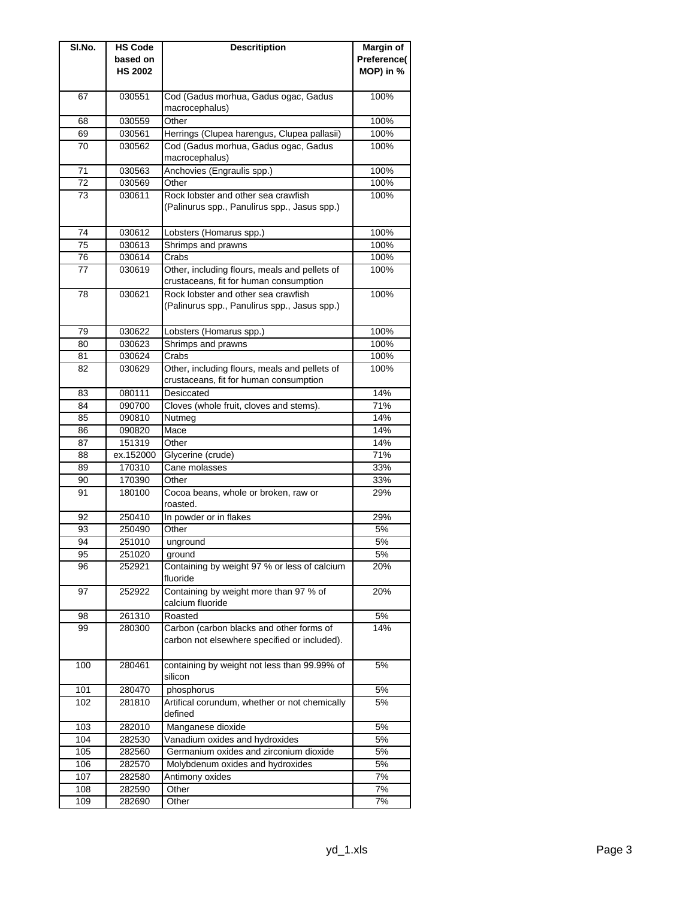| Sl.No. | HS Code based on HS 2002 | Descritiption | Margin of Preference( MOP) in % |
|---|---|---|---|
| 67 | 030551 | Cod (Gadus morhua, Gadus ogac, Gadus macrocephalus) | 100% |
| 68 | 030559 | Other | 100% |
| 69 | 030561 | Herrings (Clupea harengus, Clupea pallasii) | 100% |
| 70 | 030562 | Cod (Gadus morhua, Gadus ogac, Gadus macrocephalus) | 100% |
| 71 | 030563 | Anchovies (Engraulis spp.) | 100% |
| 72 | 030569 | Other | 100% |
| 73 | 030611 | Rock lobster and other sea crawfish (Palinurus spp., Panulirus spp., Jasus spp.) | 100% |
| 74 | 030612 | Lobsters (Homarus spp.) | 100% |
| 75 | 030613 | Shrimps and prawns | 100% |
| 76 | 030614 | Crabs | 100% |
| 77 | 030619 | Other, including flours, meals and pellets of crustaceans, fit for human consumption | 100% |
| 78 | 030621 | Rock lobster and other sea crawfish (Palinurus spp., Panulirus spp., Jasus spp.) | 100% |
| 79 | 030622 | Lobsters (Homarus spp.) | 100% |
| 80 | 030623 | Shrimps and prawns | 100% |
| 81 | 030624 | Crabs | 100% |
| 82 | 030629 | Other, including flours, meals and pellets of crustaceans, fit for human consumption | 100% |
| 83 | 080111 | Desiccated | 14% |
| 84 | 090700 | Cloves (whole fruit, cloves and stems). | 71% |
| 85 | 090810 | Nutmeg | 14% |
| 86 | 090820 | Mace | 14% |
| 87 | 151319 | Other | 14% |
| 88 | ex.152000 | Glycerine (crude) | 71% |
| 89 | 170310 | Cane molasses | 33% |
| 90 | 170390 | Other | 33% |
| 91 | 180100 | Cocoa beans, whole or broken, raw or roasted. | 29% |
| 92 | 250410 | In powder or in flakes | 29% |
| 93 | 250490 | Other | 5% |
| 94 | 251010 | unground | 5% |
| 95 | 251020 | ground | 5% |
| 96 | 252921 | Containing by weight 97 % or less of calcium fluoride | 20% |
| 97 | 252922 | Containing by weight more than 97 % of calcium fluoride | 20% |
| 98 | 261310 | Roasted | 5% |
| 99 | 280300 | Carbon (carbon blacks and other forms of carbon not elsewhere specified or included). | 14% |
| 100 | 280461 | containing by weight not less than 99.99% of silicon | 5% |
| 101 | 280470 | phosphorus | 5% |
| 102 | 281810 | Artifical corundum, whether or not chemically defined | 5% |
| 103 | 282010 | Manganese dioxide | 5% |
| 104 | 282530 | Vanadium oxides and hydroxides | 5% |
| 105 | 282560 | Germanium oxides and zirconium dioxide | 5% |
| 106 | 282570 | Molybdenum oxides and hydroxides | 5% |
| 107 | 282580 | Antimony oxides | 7% |
| 108 | 282590 | Other | 7% |
| 109 | 282690 | Other | 7% |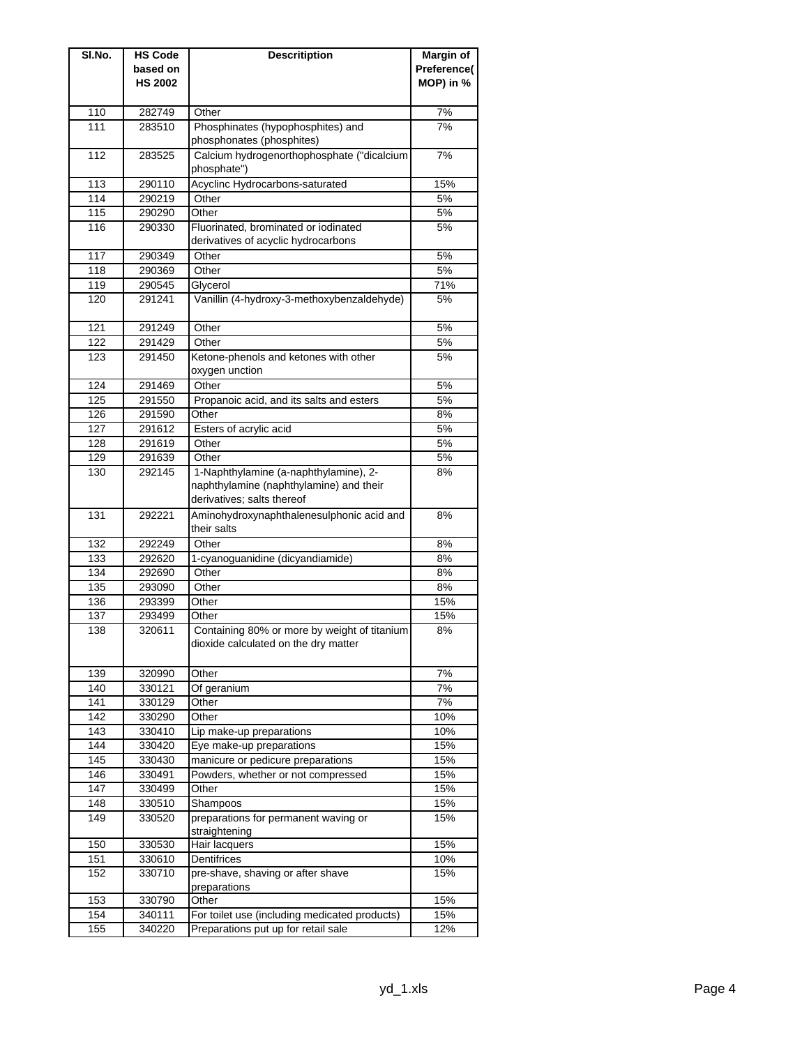| Sl.No. | HS Code based on HS 2002 | Descritiption | Margin of Preference( MOP) in % |
|---|---|---|---|
| 110 | 282749 | Other | 7% |
| 111 | 283510 | Phosphinates (hypophosphites) and phosphonates (phosphites) | 7% |
| 112 | 283525 | Calcium hydrogenorthophosphate ("dicalcium phosphate") | 7% |
| 113 | 290110 | Acyclinc Hydrocarbons-saturated | 15% |
| 114 | 290219 | Other | 5% |
| 115 | 290290 | Other | 5% |
| 116 | 290330 | Fluorinated, brominated or iodinated derivatives of acyclic hydrocarbons | 5% |
| 117 | 290349 | Other | 5% |
| 118 | 290369 | Other | 5% |
| 119 | 290545 | Glycerol | 71% |
| 120 | 291241 | Vanillin (4-hydroxy-3-methoxybenzaldehyde) | 5% |
| 121 | 291249 | Other | 5% |
| 122 | 291429 | Other | 5% |
| 123 | 291450 | Ketone-phenols and ketones with other oxygen unction | 5% |
| 124 | 291469 | Other | 5% |
| 125 | 291550 | Propanoic acid, and its salts and esters | 5% |
| 126 | 291590 | Other | 8% |
| 127 | 291612 | Esters of acrylic acid | 5% |
| 128 | 291619 | Other | 5% |
| 129 | 291639 | Other | 5% |
| 130 | 292145 | 1-Naphthylamine (a-naphthylamine), 2-naphthylamine (naphthylamine) and their derivatives; salts thereof | 8% |
| 131 | 292221 | Aminohydroxynaphthalenesulphonic acid and their salts | 8% |
| 132 | 292249 | Other | 8% |
| 133 | 292620 | 1-cyanoguanidine (dicyandiamide) | 8% |
| 134 | 292690 | Other | 8% |
| 135 | 293090 | Other | 8% |
| 136 | 293399 | Other | 15% |
| 137 | 293499 | Other | 15% |
| 138 | 320611 | Containing 80% or more by weight of titanium dioxide calculated on the dry matter | 8% |
| 139 | 320990 | Other | 7% |
| 140 | 330121 | Of geranium | 7% |
| 141 | 330129 | Other | 7% |
| 142 | 330290 | Other | 10% |
| 143 | 330410 | Lip make-up preparations | 10% |
| 144 | 330420 | Eye make-up preparations | 15% |
| 145 | 330430 | manicure or pedicure preparations | 15% |
| 146 | 330491 | Powders, whether or not compressed | 15% |
| 147 | 330499 | Other | 15% |
| 148 | 330510 | Shampoos | 15% |
| 149 | 330520 | preparations for permanent waving or straightening | 15% |
| 150 | 330530 | Hair lacquers | 15% |
| 151 | 330610 | Dentifrices | 10% |
| 152 | 330710 | pre-shave, shaving or after shave preparations | 15% |
| 153 | 330790 | Other | 15% |
| 154 | 340111 | For toilet use (including medicated products) | 15% |
| 155 | 340220 | Preparations put up for retail sale | 12% |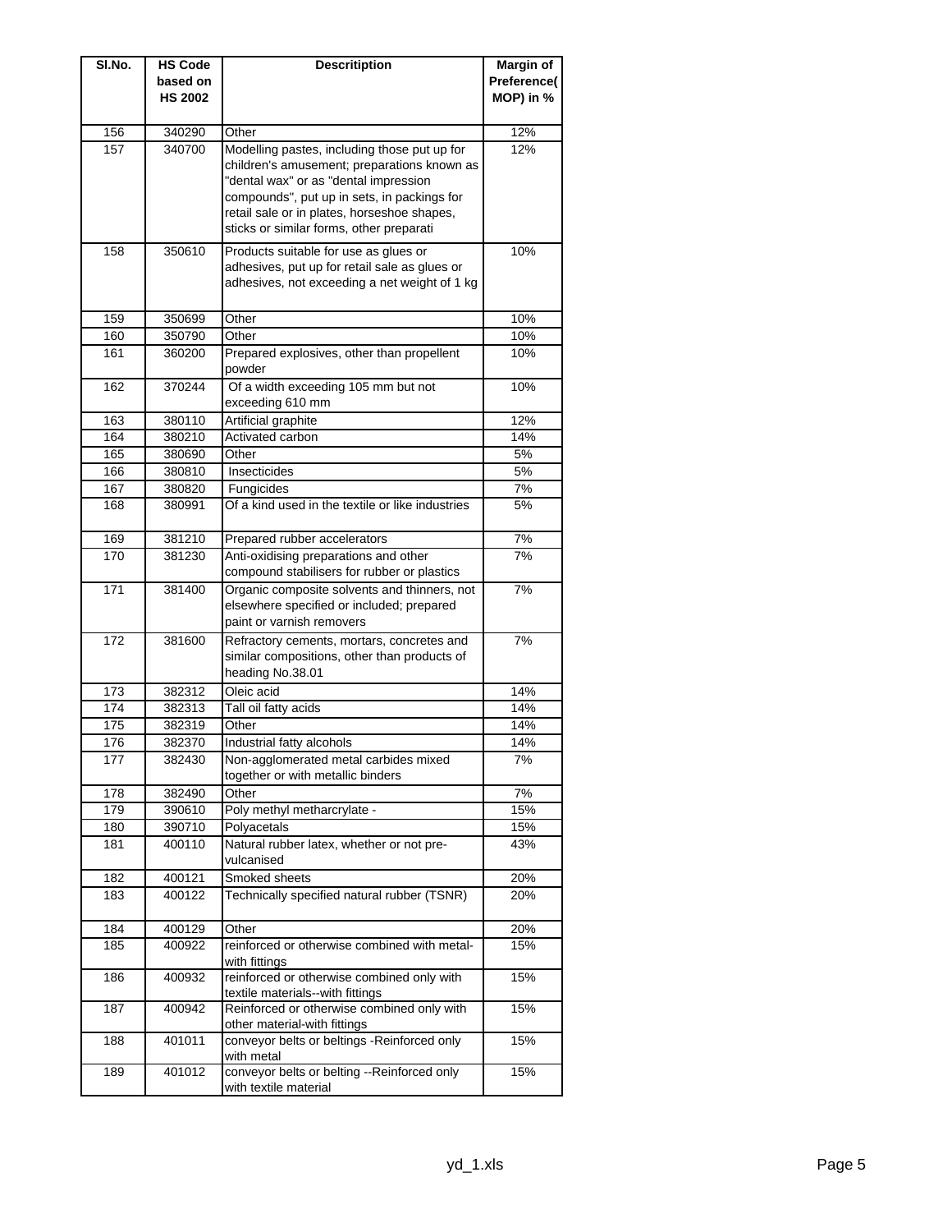| Sl.No. | HS Code based on HS 2002 | Descritiption | Margin of Preference( MOP) in % |
|---|---|---|---|
| 156 | 340290 | Other | 12% |
| 157 | 340700 | Modelling pastes, including those put up for children's amusement; preparations known as "dental wax" or as "dental impression compounds", put up in sets, in packings for retail sale or in plates, horseshoe shapes, sticks or similar forms, other preparati | 12% |
| 158 | 350610 | Products suitable for use as glues or adhesives, put up for retail sale as glues or adhesives, not exceeding a net weight of 1 kg | 10% |
| 159 | 350699 | Other | 10% |
| 160 | 350790 | Other | 10% |
| 161 | 360200 | Prepared explosives, other than propellent powder | 10% |
| 162 | 370244 | Of a width exceeding 105 mm but not exceeding 610 mm | 10% |
| 163 | 380110 | Artificial graphite | 12% |
| 164 | 380210 | Activated carbon | 14% |
| 165 | 380690 | Other | 5% |
| 166 | 380810 | Insecticides | 5% |
| 167 | 380820 | Fungicides | 7% |
| 168 | 380991 | Of a kind used in the textile or like industries | 5% |
| 169 | 381210 | Prepared rubber accelerators | 7% |
| 170 | 381230 | Anti-oxidising preparations and other compound stabilisers for rubber or plastics | 7% |
| 171 | 381400 | Organic composite solvents and thinners, not elsewhere specified or included; prepared paint or varnish removers | 7% |
| 172 | 381600 | Refractory cements, mortars, concretes and similar compositions, other than products of heading No.38.01 | 7% |
| 173 | 382312 | Oleic acid | 14% |
| 174 | 382313 | Tall oil fatty acids | 14% |
| 175 | 382319 | Other | 14% |
| 176 | 382370 | Industrial fatty alcohols | 14% |
| 177 | 382430 | Non-agglomerated metal carbides mixed together or with metallic binders | 7% |
| 178 | 382490 | Other | 7% |
| 179 | 390610 | Poly methyl metharcrylate - | 15% |
| 180 | 390710 | Polyacetals | 15% |
| 181 | 400110 | Natural rubber latex, whether or not pre-vulcanised | 43% |
| 182 | 400121 | Smoked sheets | 20% |
| 183 | 400122 | Technically specified natural rubber (TSNR) | 20% |
| 184 | 400129 | Other | 20% |
| 185 | 400922 | reinforced or otherwise combined with metal-with fittings | 15% |
| 186 | 400932 | reinforced or otherwise combined only with textile materials--with fittings | 15% |
| 187 | 400942 | Reinforced or otherwise combined only with other material-with fittings | 15% |
| 188 | 401011 | conveyor belts or beltings -Reinforced only with metal | 15% |
| 189 | 401012 | conveyor belts or belting --Reinforced only with textile material | 15% |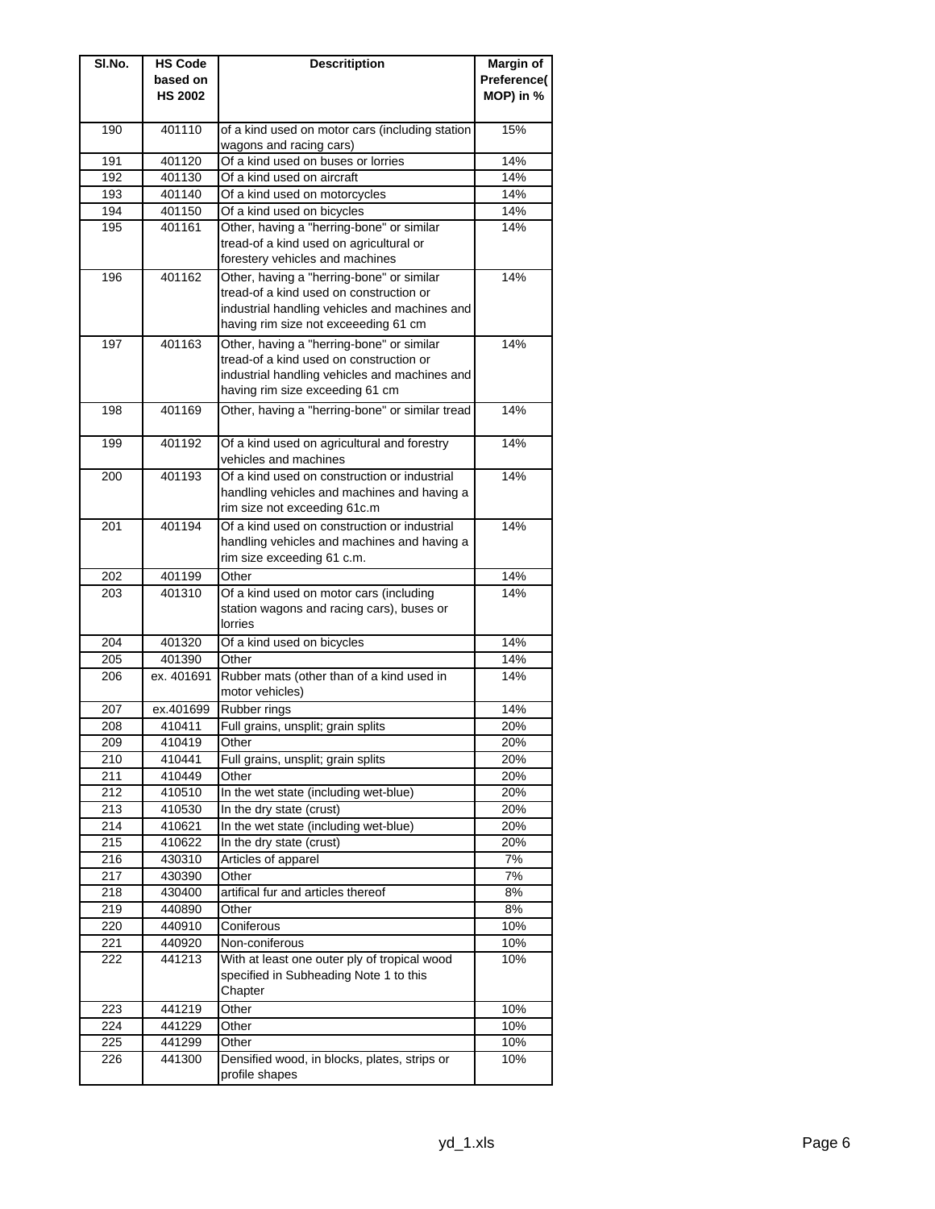| Sl.No. | HS Code based on HS 2002 | Descritiption | Margin of Preference( MOP) in % |
|---|---|---|---|
| 190 | 401110 | of a kind used on motor cars (including station wagons and racing cars) | 15% |
| 191 | 401120 | Of a kind used on buses or lorries | 14% |
| 192 | 401130 | Of a kind used on aircraft | 14% |
| 193 | 401140 | Of a kind used on motorcycles | 14% |
| 194 | 401150 | Of a kind used on bicycles | 14% |
| 195 | 401161 | Other, having a "herring-bone" or similar tread-of a kind used on agricultural or forestery vehicles and machines | 14% |
| 196 | 401162 | Other, having a "herring-bone" or similar tread-of a kind used on construction or industrial handling vehicles and machines and having rim size not exceeeding 61 cm | 14% |
| 197 | 401163 | Other, having a "herring-bone" or similar tread-of a kind used on construction or industrial handling vehicles and machines and having rim size exceeding 61 cm | 14% |
| 198 | 401169 | Other, having a "herring-bone" or similar tread | 14% |
| 199 | 401192 | Of a kind used on agricultural and forestry vehicles and machines | 14% |
| 200 | 401193 | Of a kind used on construction or industrial handling vehicles and machines and having a rim size not exceeding 61c.m | 14% |
| 201 | 401194 | Of a kind used on construction or industrial handling vehicles and machines and having a rim size exceeding 61 c.m. | 14% |
| 202 | 401199 | Other | 14% |
| 203 | 401310 | Of a kind used on motor cars (including station wagons and racing cars), buses or lorries | 14% |
| 204 | 401320 | Of a kind used on bicycles | 14% |
| 205 | 401390 | Other | 14% |
| 206 | ex. 401691 | Rubber mats (other than of a kind used in motor vehicles) | 14% |
| 207 | ex.401699 | Rubber rings | 14% |
| 208 | 410411 | Full grains, unsplit; grain splits | 20% |
| 209 | 410419 | Other | 20% |
| 210 | 410441 | Full grains, unsplit; grain splits | 20% |
| 211 | 410449 | Other | 20% |
| 212 | 410510 | In the wet state (including wet-blue) | 20% |
| 213 | 410530 | In the dry state (crust) | 20% |
| 214 | 410621 | In the wet state (including wet-blue) | 20% |
| 215 | 410622 | In the dry state (crust) | 20% |
| 216 | 430310 | Articles of apparel | 7% |
| 217 | 430390 | Other | 7% |
| 218 | 430400 | artifical fur and articles thereof | 8% |
| 219 | 440890 | Other | 8% |
| 220 | 440910 | Coniferous | 10% |
| 221 | 440920 | Non-coniferous | 10% |
| 222 | 441213 | With at least one outer ply of tropical wood specified in Subheading Note 1 to this Chapter | 10% |
| 223 | 441219 | Other | 10% |
| 224 | 441229 | Other | 10% |
| 225 | 441299 | Other | 10% |
| 226 | 441300 | Densified wood, in blocks, plates, strips or profile shapes | 10% |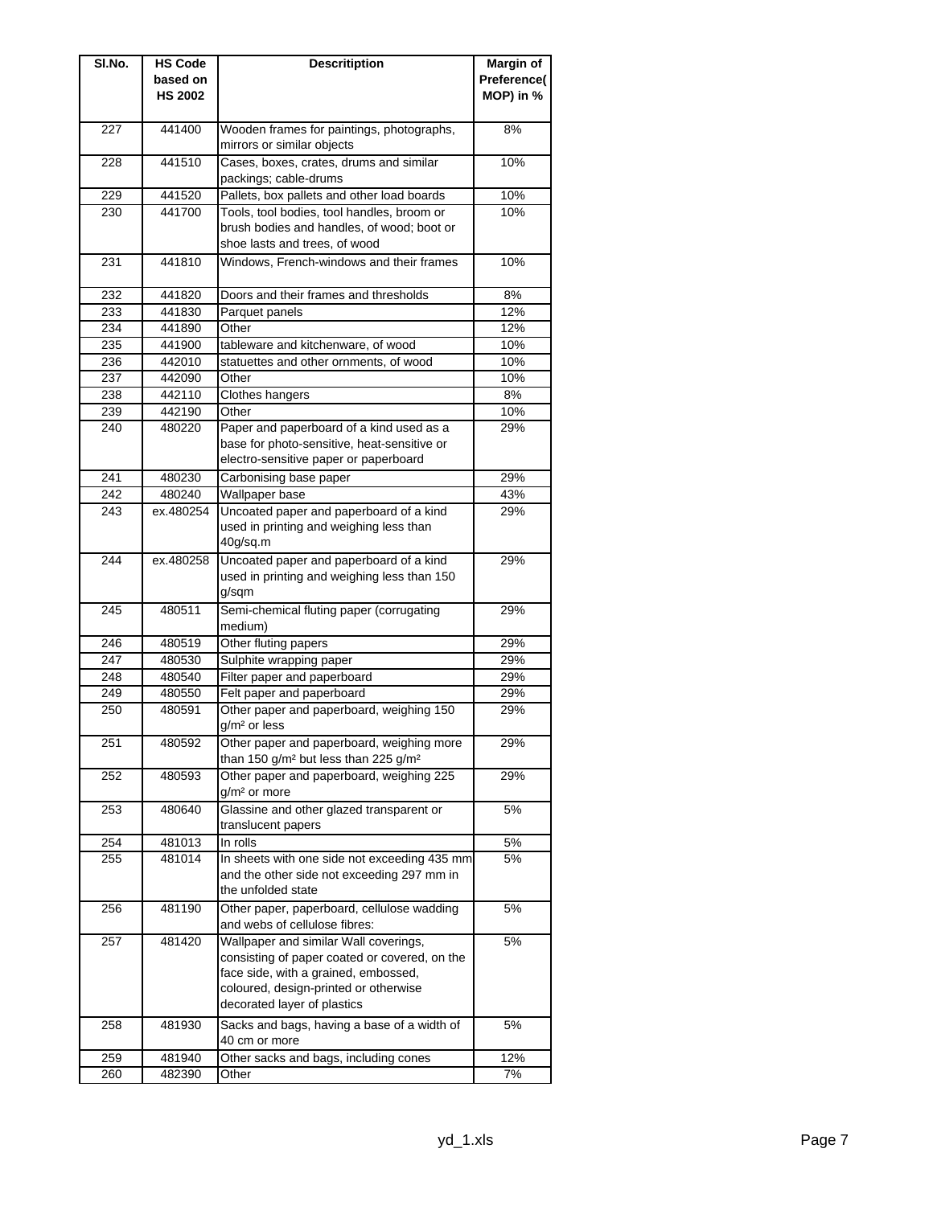| Sl.No. | HS Code based on HS 2002 | Descritiption | Margin of Preference( MOP) in % |
|---|---|---|---|
| 227 | 441400 | Wooden frames for paintings, photographs, mirrors or similar objects | 8% |
| 228 | 441510 | Cases, boxes, crates, drums and similar packings; cable-drums | 10% |
| 229 | 441520 | Pallets, box pallets and other load boards | 10% |
| 230 | 441700 | Tools, tool bodies, tool handles, broom or brush bodies and handles, of wood; boot or shoe lasts and trees, of wood | 10% |
| 231 | 441810 | Windows, French-windows and their frames | 10% |
| 232 | 441820 | Doors and their frames and thresholds | 8% |
| 233 | 441830 | Parquet panels | 12% |
| 234 | 441890 | Other | 12% |
| 235 | 441900 | tableware and kitchenware, of wood | 10% |
| 236 | 442010 | statuettes and other ornments, of wood | 10% |
| 237 | 442090 | Other | 10% |
| 238 | 442110 | Clothes hangers | 8% |
| 239 | 442190 | Other | 10% |
| 240 | 480220 | Paper and paperboard of a kind used as a base for photo-sensitive, heat-sensitive or electro-sensitive paper or paperboard | 29% |
| 241 | 480230 | Carbonising base paper | 29% |
| 242 | 480240 | Wallpaper base | 43% |
| 243 | ex.480254 | Uncoated paper and paperboard of a kind used in printing and weighing less than 40g/sq.m | 29% |
| 244 | ex.480258 | Uncoated paper and paperboard of a kind used in printing and weighing less than 150 g/sqm | 29% |
| 245 | 480511 | Semi-chemical fluting paper (corrugating medium) | 29% |
| 246 | 480519 | Other fluting papers | 29% |
| 247 | 480530 | Sulphite wrapping paper | 29% |
| 248 | 480540 | Filter paper and paperboard | 29% |
| 249 | 480550 | Felt paper and paperboard | 29% |
| 250 | 480591 | Other paper and paperboard, weighing 150 g/m² or less | 29% |
| 251 | 480592 | Other paper and paperboard, weighing more than 150 g/m² but less than 225 g/m² | 29% |
| 252 | 480593 | Other paper and paperboard, weighing 225 g/m² or more | 29% |
| 253 | 480640 | Glassine and other glazed transparent or translucent papers | 5% |
| 254 | 481013 | In rolls | 5% |
| 255 | 481014 | In sheets with one side not exceeding 435 mm and the other side not exceeding 297 mm in the unfolded state | 5% |
| 256 | 481190 | Other paper, paperboard, cellulose wadding and webs of cellulose fibres: | 5% |
| 257 | 481420 | Wallpaper and similar Wall coverings, consisting of paper coated or covered, on the face side, with a grained, embossed, coloured, design-printed or otherwise decorated layer of plastics | 5% |
| 258 | 481930 | Sacks and bags, having a base of a width of 40 cm or more | 5% |
| 259 | 481940 | Other sacks and bags, including cones | 12% |
| 260 | 482390 | Other | 7% |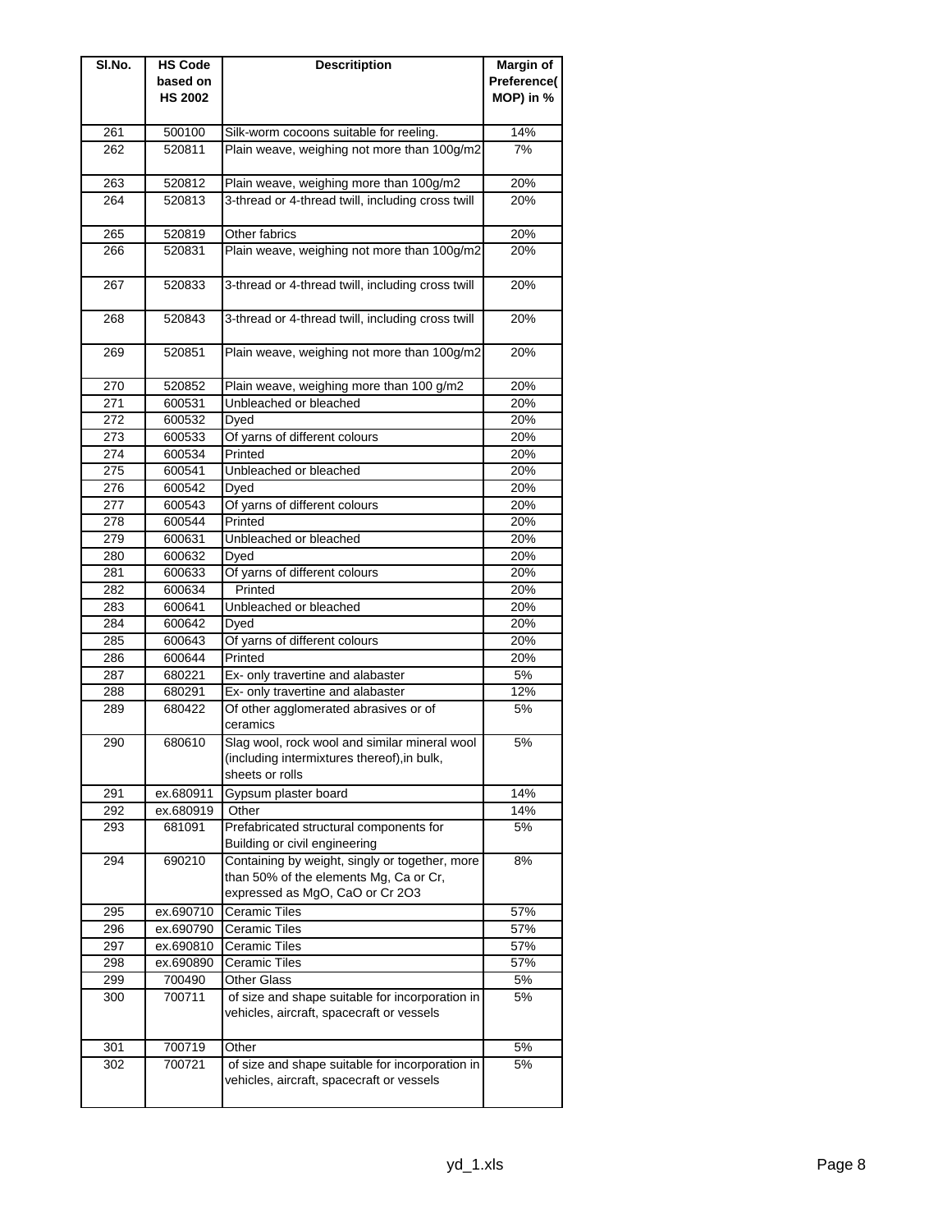| Sl.No. | HS Code based on HS 2002 | Descritiption | Margin of Preference( MOP) in % |
|---|---|---|---|
| 261 | 500100 | Silk-worm cocoons suitable for reeling. | 14% |
| 262 | 520811 | Plain weave, weighing not more than 100g/m2 | 7% |
| 263 | 520812 | Plain weave, weighing more than 100g/m2 | 20% |
| 264 | 520813 | 3-thread or 4-thread twill, including cross twill | 20% |
| 265 | 520819 | Other fabrics | 20% |
| 266 | 520831 | Plain weave, weighing not more than 100g/m2 | 20% |
| 267 | 520833 | 3-thread or 4-thread twill, including cross twill | 20% |
| 268 | 520843 | 3-thread or 4-thread twill, including cross twill | 20% |
| 269 | 520851 | Plain weave, weighing not more than 100g/m2 | 20% |
| 270 | 520852 | Plain weave, weighing more than 100 g/m2 | 20% |
| 271 | 600531 | Unbleached or bleached | 20% |
| 272 | 600532 | Dyed | 20% |
| 273 | 600533 | Of yarns of different colours | 20% |
| 274 | 600534 | Printed | 20% |
| 275 | 600541 | Unbleached or bleached | 20% |
| 276 | 600542 | Dyed | 20% |
| 277 | 600543 | Of yarns of different colours | 20% |
| 278 | 600544 | Printed | 20% |
| 279 | 600631 | Unbleached or bleached | 20% |
| 280 | 600632 | Dyed | 20% |
| 281 | 600633 | Of yarns of different colours | 20% |
| 282 | 600634 | Printed | 20% |
| 283 | 600641 | Unbleached or bleached | 20% |
| 284 | 600642 | Dyed | 20% |
| 285 | 600643 | Of yarns of different colours | 20% |
| 286 | 600644 | Printed | 20% |
| 287 | 680221 | Ex- only travertine and alabaster | 5% |
| 288 | 680291 | Ex- only travertine and alabaster | 12% |
| 289 | 680422 | Of other agglomerated abrasives or of ceramics | 5% |
| 290 | 680610 | Slag wool, rock wool and similar mineral wool (including intermixtures thereof),in bulk, sheets or rolls | 5% |
| 291 | ex.680911 | Gypsum plaster board | 14% |
| 292 | ex.680919 | Other | 14% |
| 293 | 681091 | Prefabricated structural components for Building or civil engineering | 5% |
| 294 | 690210 | Containing by weight, singly or together, more than 50% of the elements Mg, Ca or Cr, expressed as MgO, CaO or Cr 2O3 | 8% |
| 295 | ex.690710 | Ceramic Tiles | 57% |
| 296 | ex.690790 | Ceramic Tiles | 57% |
| 297 | ex.690810 | Ceramic Tiles | 57% |
| 298 | ex.690890 | Ceramic Tiles | 57% |
| 299 | 700490 | Other Glass | 5% |
| 300 | 700711 | of size and shape suitable for incorporation in vehicles, aircraft, spacecraft or vessels | 5% |
| 301 | 700719 | Other | 5% |
| 302 | 700721 | of size and shape suitable for incorporation in vehicles, aircraft, spacecraft or vessels | 5% |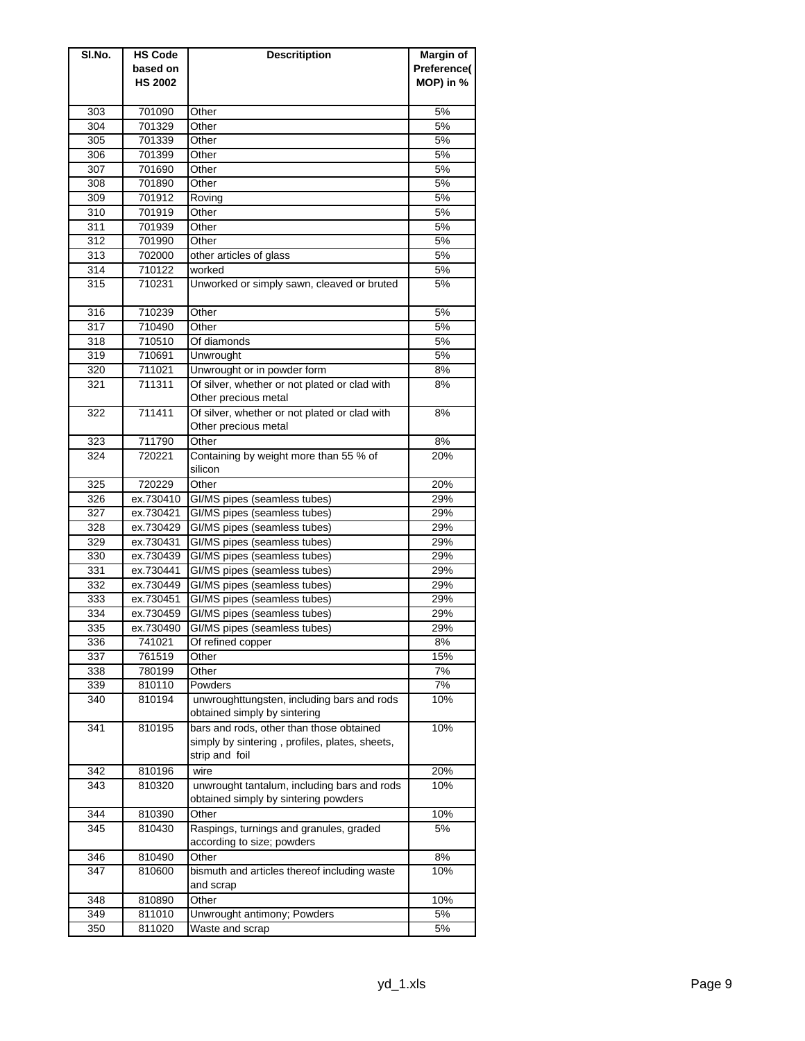| Sl.No. | HS Code based on HS 2002 | Descritiption | Margin of Preference( MOP) in % |
|---|---|---|---|
| 303 | 701090 | Other | 5% |
| 304 | 701329 | Other | 5% |
| 305 | 701339 | Other | 5% |
| 306 | 701399 | Other | 5% |
| 307 | 701690 | Other | 5% |
| 308 | 701890 | Other | 5% |
| 309 | 701912 | Roving | 5% |
| 310 | 701919 | Other | 5% |
| 311 | 701939 | Other | 5% |
| 312 | 701990 | Other | 5% |
| 313 | 702000 | other articles of glass | 5% |
| 314 | 710122 | worked | 5% |
| 315 | 710231 | Unworked or simply sawn, cleaved or bruted | 5% |
| 316 | 710239 | Other | 5% |
| 317 | 710490 | Other | 5% |
| 318 | 710510 | Of diamonds | 5% |
| 319 | 710691 | Unwrought | 5% |
| 320 | 711021 | Unwrought or in powder form | 8% |
| 321 | 711311 | Of silver, whether or not plated or clad with Other precious metal | 8% |
| 322 | 711411 | Of silver, whether or not plated or clad with Other precious metal | 8% |
| 323 | 711790 | Other | 8% |
| 324 | 720221 | Containing by weight more than 55 % of silicon | 20% |
| 325 | 720229 | Other | 20% |
| 326 | ex.730410 | GI/MS pipes (seamless tubes) | 29% |
| 327 | ex.730421 | GI/MS pipes (seamless tubes) | 29% |
| 328 | ex.730429 | GI/MS pipes (seamless tubes) | 29% |
| 329 | ex.730431 | GI/MS pipes (seamless tubes) | 29% |
| 330 | ex.730439 | GI/MS pipes (seamless tubes) | 29% |
| 331 | ex.730441 | GI/MS pipes (seamless tubes) | 29% |
| 332 | ex.730449 | GI/MS pipes (seamless tubes) | 29% |
| 333 | ex.730451 | GI/MS pipes (seamless tubes) | 29% |
| 334 | ex.730459 | GI/MS pipes (seamless tubes) | 29% |
| 335 | ex.730490 | GI/MS pipes (seamless tubes) | 29% |
| 336 | 741021 | Of refined copper | 8% |
| 337 | 761519 | Other | 15% |
| 338 | 780199 | Other | 7% |
| 339 | 810110 | Powders | 7% |
| 340 | 810194 | unwroughttungsten, including bars and rods obtained simply by sintering | 10% |
| 341 | 810195 | bars and rods, other than those obtained simply by sintering , profiles, plates, sheets, strip and foil | 10% |
| 342 | 810196 | wire | 20% |
| 343 | 810320 | unwrought tantalum, including bars and rods obtained simply by sintering powders | 10% |
| 344 | 810390 | Other | 10% |
| 345 | 810430 | Raspings, turnings and granules, graded according to size; powders | 5% |
| 346 | 810490 | Other | 8% |
| 347 | 810600 | bismuth and articles thereof including waste and scrap | 10% |
| 348 | 810890 | Other | 10% |
| 349 | 811010 | Unwrought antimony; Powders | 5% |
| 350 | 811020 | Waste and scrap | 5% |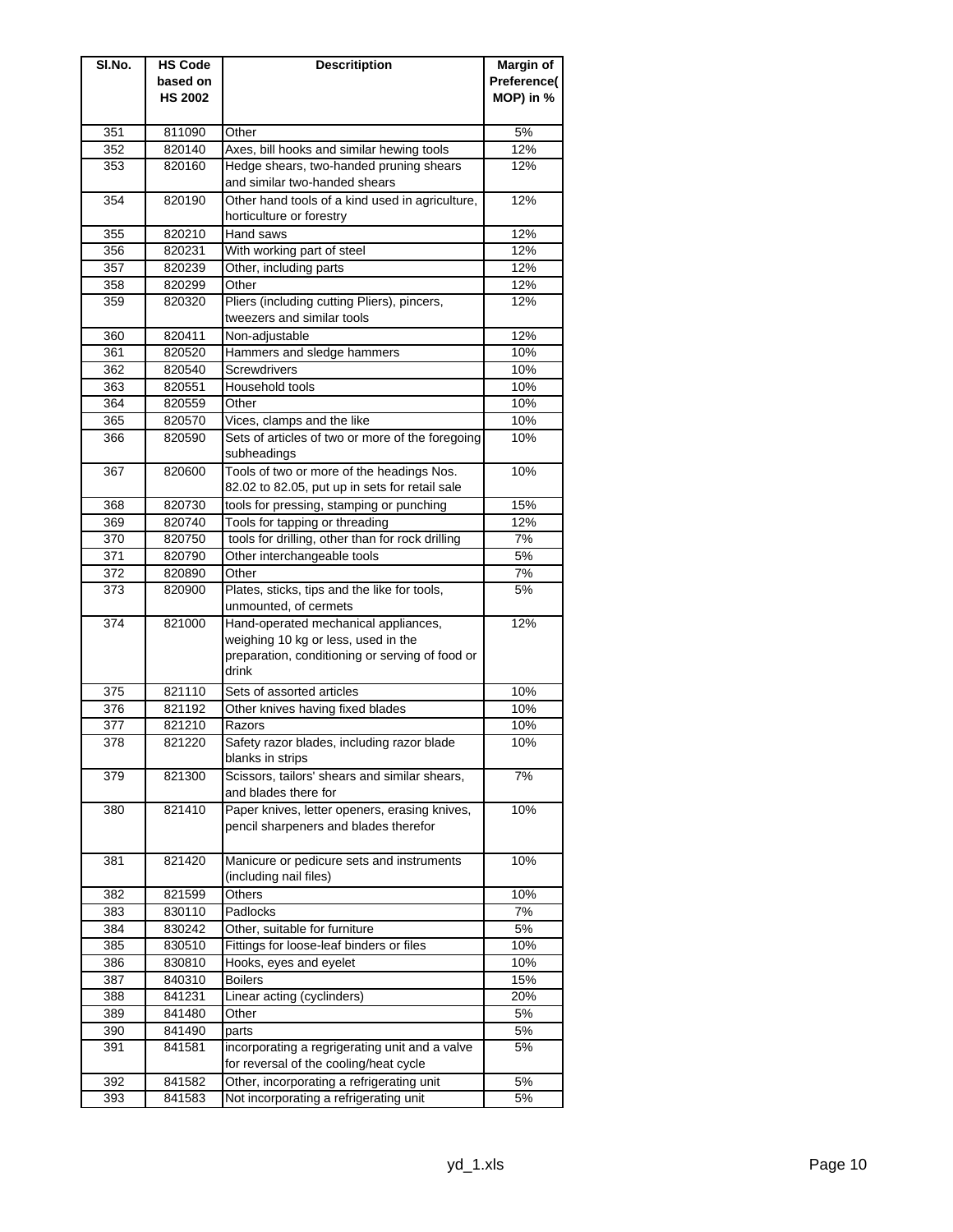| Sl.No. | HS Code based on HS 2002 | Descritiption | Margin of Preference( MOP) in % |
|---|---|---|---|
| 351 | 811090 | Other | 5% |
| 352 | 820140 | Axes, bill hooks and similar hewing tools | 12% |
| 353 | 820160 | Hedge shears, two-handed pruning shears and similar two-handed shears | 12% |
| 354 | 820190 | Other hand tools of a kind used in agriculture, horticulture or forestry | 12% |
| 355 | 820210 | Hand saws | 12% |
| 356 | 820231 | With working part of steel | 12% |
| 357 | 820239 | Other, including parts | 12% |
| 358 | 820299 | Other | 12% |
| 359 | 820320 | Pliers (including cutting Pliers), pincers, tweezers and similar tools | 12% |
| 360 | 820411 | Non-adjustable | 12% |
| 361 | 820520 | Hammers and sledge hammers | 10% |
| 362 | 820540 | Screwdrivers | 10% |
| 363 | 820551 | Household tools | 10% |
| 364 | 820559 | Other | 10% |
| 365 | 820570 | Vices, clamps and the like | 10% |
| 366 | 820590 | Sets of articles of two or more of the foregoing subheadings | 10% |
| 367 | 820600 | Tools of two or more of the headings Nos. 82.02 to 82.05, put up in sets for retail sale | 10% |
| 368 | 820730 | tools for pressing, stamping or punching | 15% |
| 369 | 820740 | Tools for tapping or threading | 12% |
| 370 | 820750 | tools for drilling, other than for rock drilling | 7% |
| 371 | 820790 | Other interchangeable tools | 5% |
| 372 | 820890 | Other | 7% |
| 373 | 820900 | Plates, sticks, tips and the like for tools, unmounted, of cermets | 5% |
| 374 | 821000 | Hand-operated mechanical appliances, weighing 10 kg or less, used in the preparation, conditioning or serving of food or drink | 12% |
| 375 | 821110 | Sets of assorted articles | 10% |
| 376 | 821192 | Other knives having fixed blades | 10% |
| 377 | 821210 | Razors | 10% |
| 378 | 821220 | Safety razor blades, including razor blade blanks in strips | 10% |
| 379 | 821300 | Scissors, tailors' shears and similar shears, and blades there for | 7% |
| 380 | 821410 | Paper knives, letter openers, erasing knives, pencil sharpeners and blades therefor | 10% |
| 381 | 821420 | Manicure or pedicure sets and instruments (including nail files) | 10% |
| 382 | 821599 | Others | 10% |
| 383 | 830110 | Padlocks | 7% |
| 384 | 830242 | Other, suitable for furniture | 5% |
| 385 | 830510 | Fittings for loose-leaf binders or files | 10% |
| 386 | 830810 | Hooks, eyes and eyelet | 10% |
| 387 | 840310 | Boilers | 15% |
| 388 | 841231 | Linear acting (cyclinders) | 20% |
| 389 | 841480 | Other | 5% |
| 390 | 841490 | parts | 5% |
| 391 | 841581 | incorporating a regrigerating unit and a valve for reversal of the cooling/heat cycle | 5% |
| 392 | 841582 | Other, incorporating a refrigerating unit | 5% |
| 393 | 841583 | Not incorporating a refrigerating unit | 5% |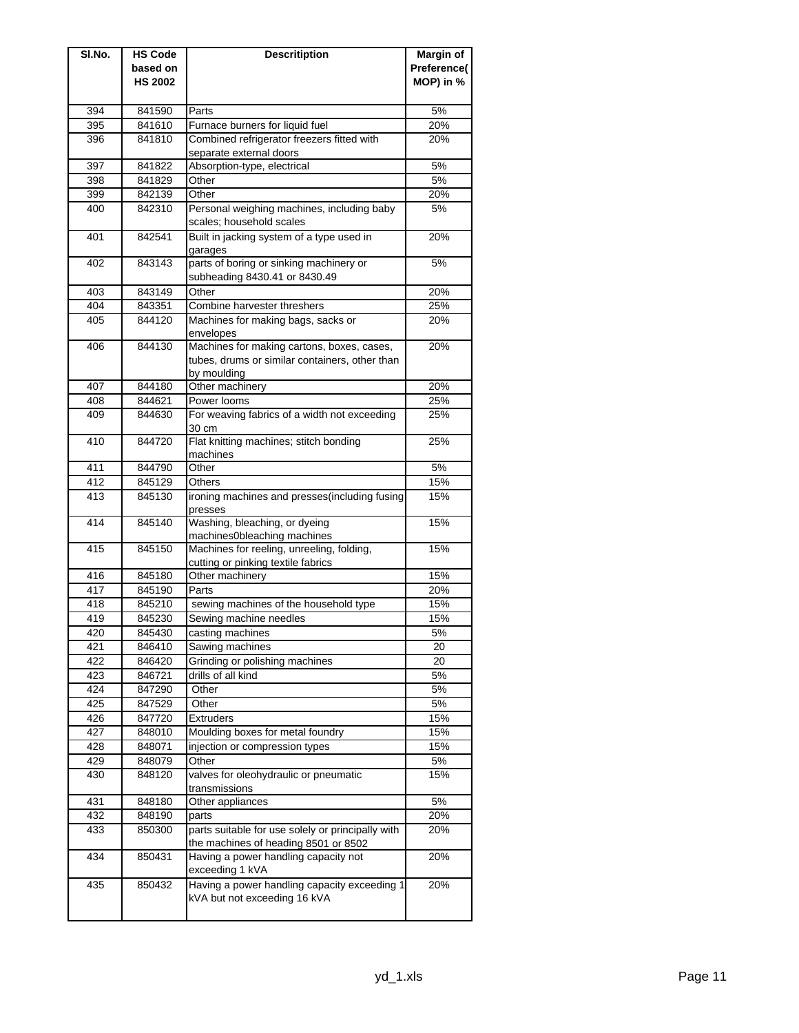| Sl.No. | HS Code based on HS 2002 | Descritiption | Margin of Preference( MOP) in % |
|---|---|---|---|
| 394 | 841590 | Parts | 5% |
| 395 | 841610 | Furnace burners for liquid fuel | 20% |
| 396 | 841810 | Combined refrigerator freezers fitted with separate external doors | 20% |
| 397 | 841822 | Absorption-type, electrical | 5% |
| 398 | 841829 | Other | 5% |
| 399 | 842139 | Other | 20% |
| 400 | 842310 | Personal weighing machines, including baby scales; household scales | 5% |
| 401 | 842541 | Built in jacking system of a type used in garages | 20% |
| 402 | 843143 | parts of boring or sinking machinery or subheading 8430.41 or 8430.49 | 5% |
| 403 | 843149 | Other | 20% |
| 404 | 843351 | Combine harvester threshers | 25% |
| 405 | 844120 | Machines for making bags, sacks or envelopes | 20% |
| 406 | 844130 | Machines for making cartons, boxes, cases, tubes, drums or similar containers, other than by moulding | 20% |
| 407 | 844180 | Other machinery | 20% |
| 408 | 844621 | Power looms | 25% |
| 409 | 844630 | For weaving fabrics of a width not exceeding 30 cm | 25% |
| 410 | 844720 | Flat knitting machines; stitch bonding machines | 25% |
| 411 | 844790 | Other | 5% |
| 412 | 845129 | Others | 15% |
| 413 | 845130 | ironing machines and presses(including fusing presses | 15% |
| 414 | 845140 | Washing, bleaching, or dyeing machines0bleaching machines | 15% |
| 415 | 845150 | Machines for reeling, unreeling, folding, cutting or pinking textile fabrics | 15% |
| 416 | 845180 | Other machinery | 15% |
| 417 | 845190 | Parts | 20% |
| 418 | 845210 | sewing machines of the household type | 15% |
| 419 | 845230 | Sewing machine needles | 15% |
| 420 | 845430 | casting machines | 5% |
| 421 | 846410 | Sawing machines | 20 |
| 422 | 846420 | Grinding or polishing machines | 20 |
| 423 | 846721 | drills of all kind | 5% |
| 424 | 847290 | Other | 5% |
| 425 | 847529 | Other | 5% |
| 426 | 847720 | Extruders | 15% |
| 427 | 848010 | Moulding boxes for metal foundry | 15% |
| 428 | 848071 | injection or compression types | 15% |
| 429 | 848079 | Other | 5% |
| 430 | 848120 | valves for oleohydraulic or pneumatic transmissions | 15% |
| 431 | 848180 | Other appliances | 5% |
| 432 | 848190 | parts | 20% |
| 433 | 850300 | parts suitable for use solely or principally with the machines of heading 8501 or 8502 | 20% |
| 434 | 850431 | Having a power handling capacity not exceeding 1 kVA | 20% |
| 435 | 850432 | Having a power handling capacity exceeding 1 kVA but not exceeding 16 kVA | 20% |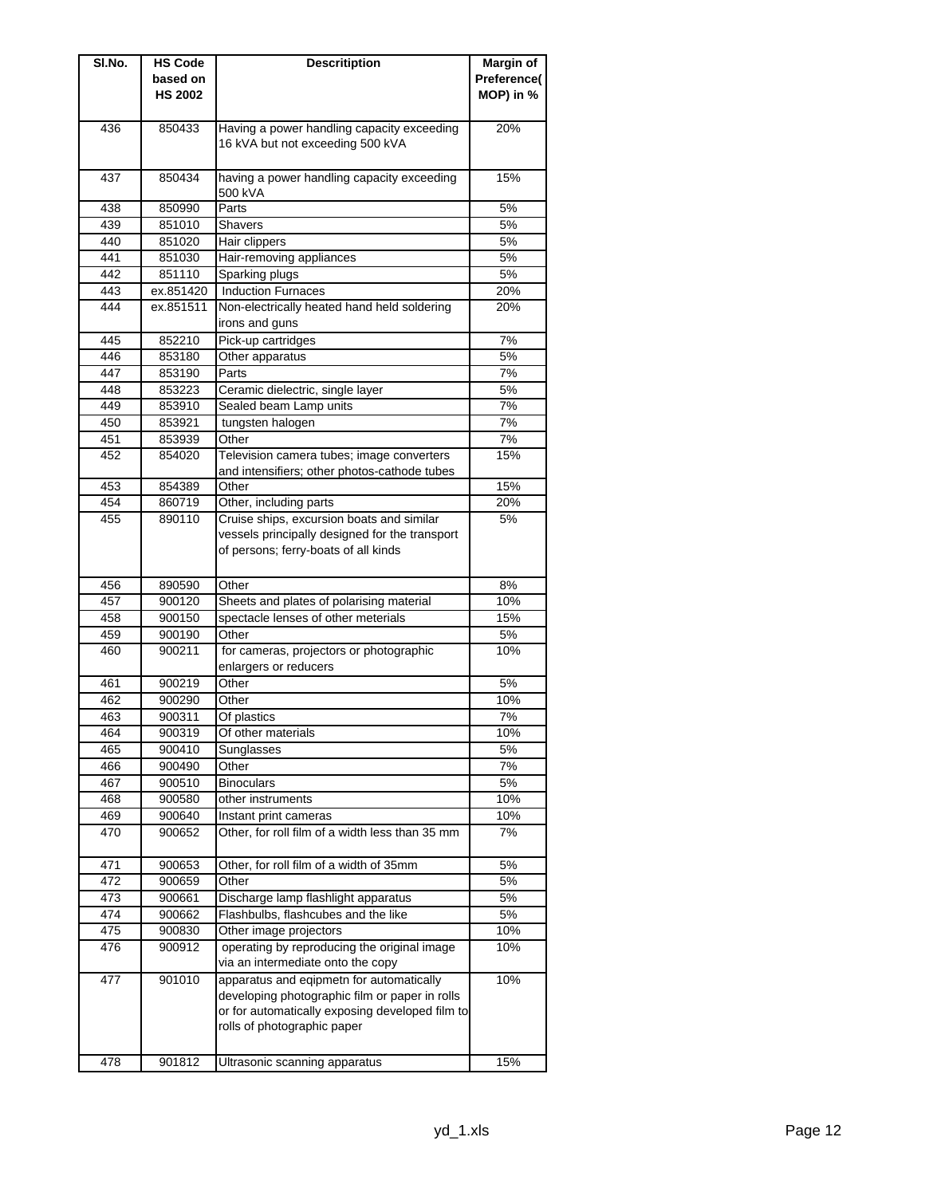| Sl.No. | HS Code based on HS 2002 | Descritiption | Margin of Preference( MOP) in % |
|---|---|---|---|
| 436 | 850433 | Having a power handling capacity exceeding 16 kVA but not exceeding 500 kVA | 20% |
| 437 | 850434 | having a power handling capacity exceeding 500 kVA | 15% |
| 438 | 850990 | Parts | 5% |
| 439 | 851010 | Shavers | 5% |
| 440 | 851020 | Hair clippers | 5% |
| 441 | 851030 | Hair-removing appliances | 5% |
| 442 | 851110 | Sparking plugs | 5% |
| 443 | ex.851420 | Induction Furnaces | 20% |
| 444 | ex.851511 | Non-electrically heated hand held soldering irons and guns | 20% |
| 445 | 852210 | Pick-up cartridges | 7% |
| 446 | 853180 | Other apparatus | 5% |
| 447 | 853190 | Parts | 7% |
| 448 | 853223 | Ceramic dielectric, single layer | 5% |
| 449 | 853910 | Sealed beam Lamp units | 7% |
| 450 | 853921 | tungsten halogen | 7% |
| 451 | 853939 | Other | 7% |
| 452 | 854020 | Television camera tubes; image converters and intensifiers; other photos-cathode tubes | 15% |
| 453 | 854389 | Other | 15% |
| 454 | 860719 | Other, including parts | 20% |
| 455 | 890110 | Cruise ships, excursion boats and similar vessels principally designed for the transport of persons; ferry-boats of all kinds | 5% |
| 456 | 890590 | Other | 8% |
| 457 | 900120 | Sheets and plates of polarising material | 10% |
| 458 | 900150 | spectacle lenses of other meterials | 15% |
| 459 | 900190 | Other | 5% |
| 460 | 900211 | for cameras, projectors or photographic enlargers or reducers | 10% |
| 461 | 900219 | Other | 5% |
| 462 | 900290 | Other | 10% |
| 463 | 900311 | Of plastics | 7% |
| 464 | 900319 | Of other materials | 10% |
| 465 | 900410 | Sunglasses | 5% |
| 466 | 900490 | Other | 7% |
| 467 | 900510 | Binoculars | 5% |
| 468 | 900580 | other instruments | 10% |
| 469 | 900640 | Instant print cameras | 10% |
| 470 | 900652 | Other, for roll film of a width less than 35 mm | 7% |
| 471 | 900653 | Other, for roll film of a width of 35mm | 5% |
| 472 | 900659 | Other | 5% |
| 473 | 900661 | Discharge lamp flashlight apparatus | 5% |
| 474 | 900662 | Flashbulbs, flashcubes and the like | 5% |
| 475 | 900830 | Other image projectors | 10% |
| 476 | 900912 | operating by reproducing the original image via an intermediate onto the copy | 10% |
| 477 | 901010 | apparatus and eqipmetn for automatically developing photographic film or paper in rolls or for automatically exposing developed film to rolls of photographic paper | 10% |
| 478 | 901812 | Ultrasonic scanning apparatus | 15% |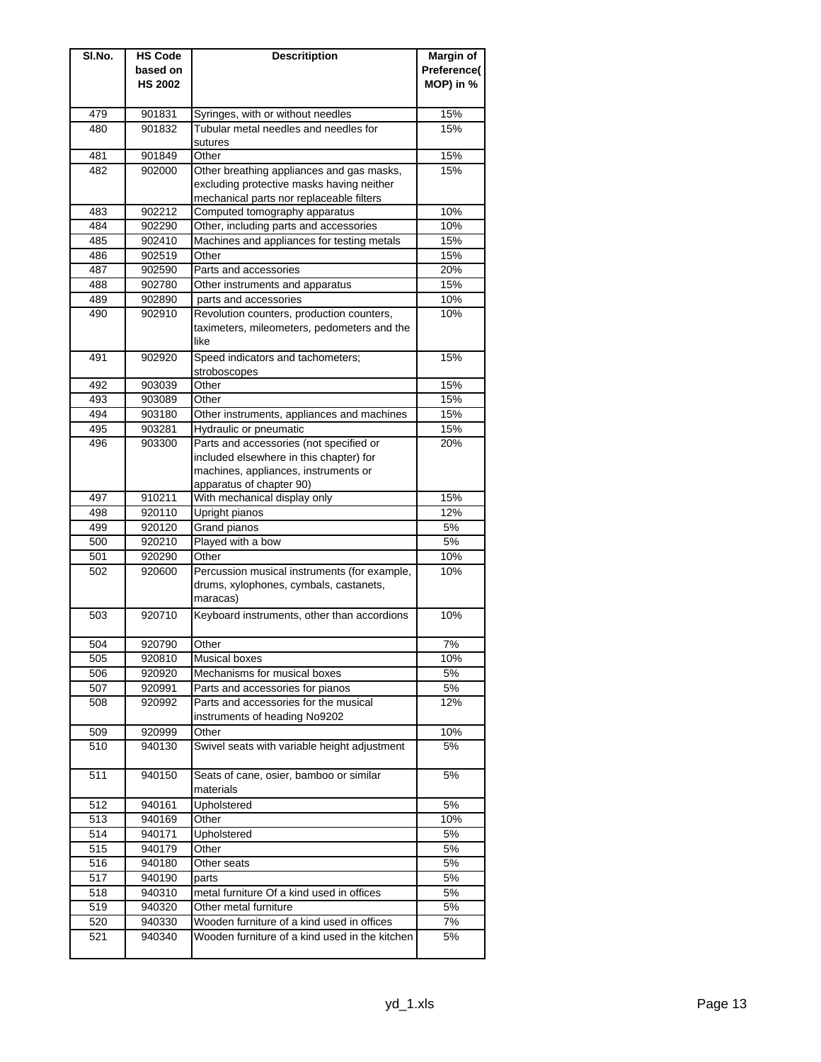| Sl.No. | HS Code based on HS 2002 | Descritiption | Margin of Preference( MOP) in % |
|---|---|---|---|
| 479 | 901831 | Syringes, with or without needles | 15% |
| 480 | 901832 | Tubular metal needles and needles for sutures | 15% |
| 481 | 901849 | Other | 15% |
| 482 | 902000 | Other breathing appliances and gas masks, excluding protective masks having neither mechanical parts nor replaceable filters | 15% |
| 483 | 902212 | Computed tomography apparatus | 10% |
| 484 | 902290 | Other, including parts and accessories | 10% |
| 485 | 902410 | Machines and appliances for testing metals | 15% |
| 486 | 902519 | Other | 15% |
| 487 | 902590 | Parts and accessories | 20% |
| 488 | 902780 | Other instruments and apparatus | 15% |
| 489 | 902890 | parts and accessories | 10% |
| 490 | 902910 | Revolution counters, production counters, taximeters, mileometers, pedometers and the like | 10% |
| 491 | 902920 | Speed indicators and tachometers; stroboscopes | 15% |
| 492 | 903039 | Other | 15% |
| 493 | 903089 | Other | 15% |
| 494 | 903180 | Other instruments, appliances and machines | 15% |
| 495 | 903281 | Hydraulic or pneumatic | 15% |
| 496 | 903300 | Parts and accessories (not specified or included elsewhere in this chapter) for machines, appliances, instruments or apparatus of chapter 90) | 20% |
| 497 | 910211 | With mechanical display only | 15% |
| 498 | 920110 | Upright pianos | 12% |
| 499 | 920120 | Grand pianos | 5% |
| 500 | 920210 | Played with a bow | 5% |
| 501 | 920290 | Other | 10% |
| 502 | 920600 | Percussion musical instruments (for example, drums, xylophones, cymbals, castanets, maracas) | 10% |
| 503 | 920710 | Keyboard instruments, other than accordions | 10% |
| 504 | 920790 | Other | 7% |
| 505 | 920810 | Musical boxes | 10% |
| 506 | 920920 | Mechanisms for musical boxes | 5% |
| 507 | 920991 | Parts and accessories for pianos | 5% |
| 508 | 920992 | Parts and accessories for the musical instruments of heading No9202 | 12% |
| 509 | 920999 | Other | 10% |
| 510 | 940130 | Swivel seats with variable height adjustment | 5% |
| 511 | 940150 | Seats of cane, osier, bamboo or similar materials | 5% |
| 512 | 940161 | Upholstered | 5% |
| 513 | 940169 | Other | 10% |
| 514 | 940171 | Upholstered | 5% |
| 515 | 940179 | Other | 5% |
| 516 | 940180 | Other seats | 5% |
| 517 | 940190 | parts | 5% |
| 518 | 940310 | metal furniture Of a kind used in offices | 5% |
| 519 | 940320 | Other metal furniture | 5% |
| 520 | 940330 | Wooden furniture of a kind used in offices | 7% |
| 521 | 940340 | Wooden furniture of a kind used in the kitchen | 5% |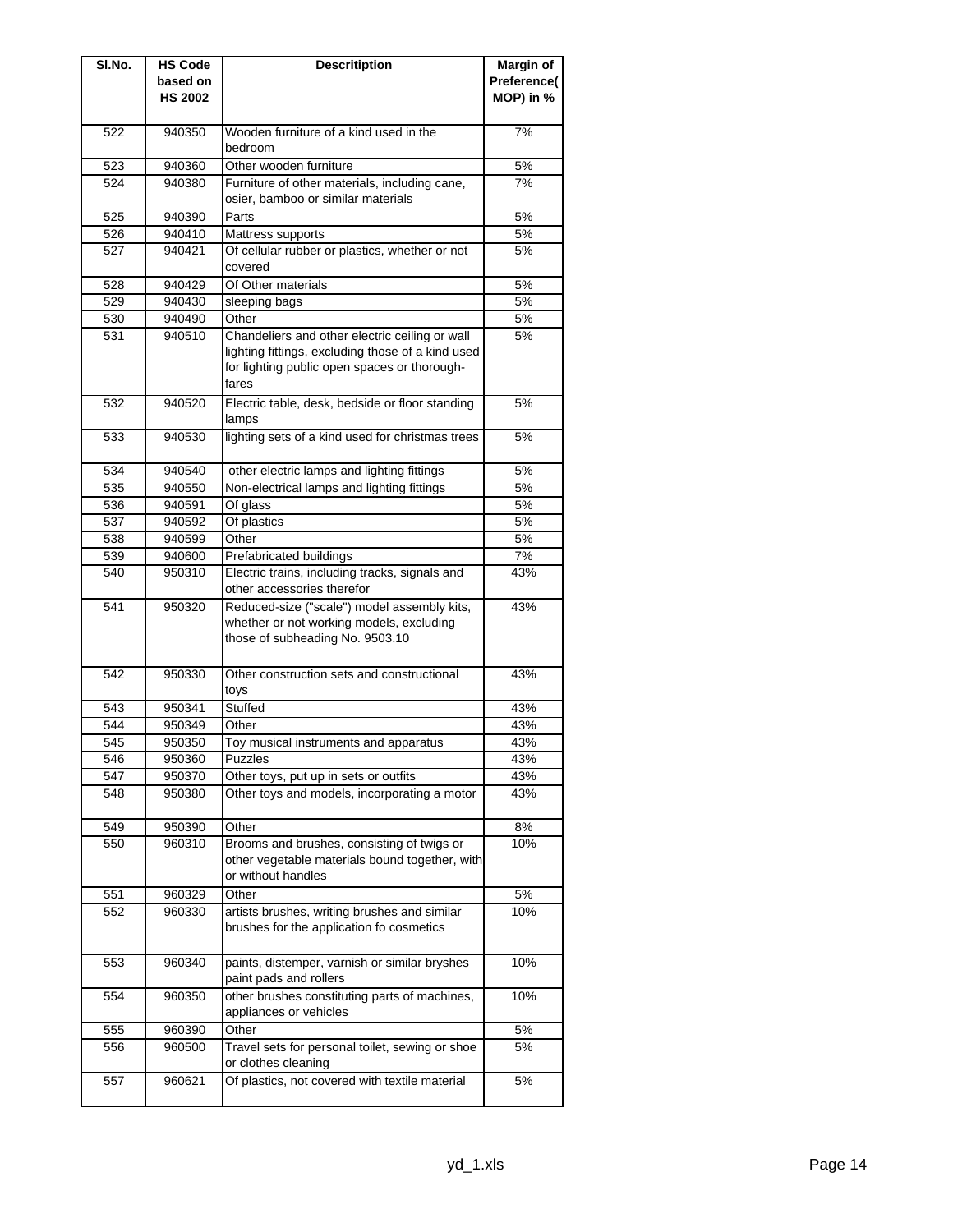| Sl.No. | HS Code based on HS 2002 | Descritiption | Margin of Preference( MOP) in % |
|---|---|---|---|
| 522 | 940350 | Wooden furniture of a kind used in the bedroom | 7% |
| 523 | 940360 | Other wooden furniture | 5% |
| 524 | 940380 | Furniture of other materials, including cane, osier, bamboo or similar materials | 7% |
| 525 | 940390 | Parts | 5% |
| 526 | 940410 | Mattress supports | 5% |
| 527 | 940421 | Of cellular rubber or plastics, whether or not covered | 5% |
| 528 | 940429 | Of Other materials | 5% |
| 529 | 940430 | sleeping bags | 5% |
| 530 | 940490 | Other | 5% |
| 531 | 940510 | Chandeliers and other electric ceiling or wall lighting fittings, excluding those of a kind used for lighting public open spaces or thorough-fares | 5% |
| 532 | 940520 | Electric table, desk, bedside or floor standing lamps | 5% |
| 533 | 940530 | lighting sets of a kind used for christmas trees | 5% |
| 534 | 940540 | other electric lamps and lighting fittings | 5% |
| 535 | 940550 | Non-electrical lamps and lighting fittings | 5% |
| 536 | 940591 | Of glass | 5% |
| 537 | 940592 | Of plastics | 5% |
| 538 | 940599 | Other | 5% |
| 539 | 940600 | Prefabricated buildings | 7% |
| 540 | 950310 | Electric trains, including tracks, signals and other accessories therefor | 43% |
| 541 | 950320 | Reduced-size ("scale") model assembly kits, whether or not working models, excluding those of subheading No. 9503.10 | 43% |
| 542 | 950330 | Other construction sets and constructional toys | 43% |
| 543 | 950341 | Stuffed | 43% |
| 544 | 950349 | Other | 43% |
| 545 | 950350 | Toy musical instruments and apparatus | 43% |
| 546 | 950360 | Puzzles | 43% |
| 547 | 950370 | Other toys, put up in sets or outfits | 43% |
| 548 | 950380 | Other toys and models, incorporating a motor | 43% |
| 549 | 950390 | Other | 8% |
| 550 | 960310 | Brooms and brushes, consisting of twigs or other vegetable materials bound together, with or without handles | 10% |
| 551 | 960329 | Other | 5% |
| 552 | 960330 | artists brushes, writing brushes and similar brushes for the application fo cosmetics | 10% |
| 553 | 960340 | paints, distemper, varnish or similar bryshes paint pads and rollers | 10% |
| 554 | 960350 | other brushes constituting parts of machines, appliances or vehicles | 10% |
| 555 | 960390 | Other | 5% |
| 556 | 960500 | Travel sets for personal toilet, sewing or shoe or clothes cleaning | 5% |
| 557 | 960621 | Of plastics, not covered with textile material | 5% |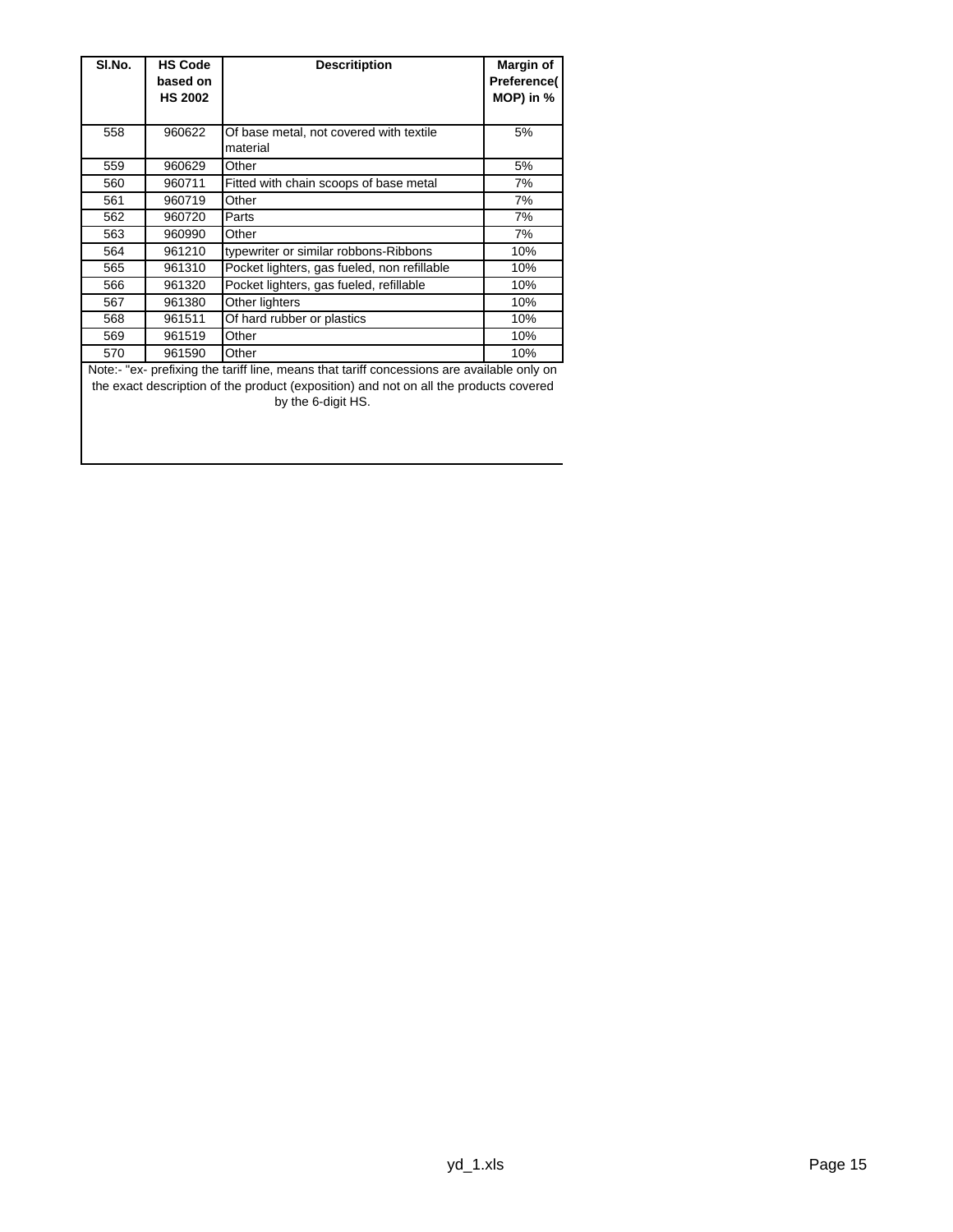| Sl.No. | HS Code based on HS 2002 | Descritiption | Margin of Preference( MOP) in % |
|---|---|---|---|
| 558 | 960622 | Of base metal, not covered with textile material | 5% |
| 559 | 960629 | Other | 5% |
| 560 | 960711 | Fitted with chain scoops of base metal | 7% |
| 561 | 960719 | Other | 7% |
| 562 | 960720 | Parts | 7% |
| 563 | 960990 | Other | 7% |
| 564 | 961210 | typewriter or similar robbons-Ribbons | 10% |
| 565 | 961310 | Pocket lighters, gas fueled, non refillable | 10% |
| 566 | 961320 | Pocket lighters, gas fueled, refillable | 10% |
| 567 | 961380 | Other lighters | 10% |
| 568 | 961511 | Of hard rubber or plastics | 10% |
| 569 | 961519 | Other | 10% |
| 570 | 961590 | Other | 10% |

Note:- "ex- prefixing the tariff line, means that tariff concessions are available only on the exact description of the product (exposition) and not on all the products covered by the 6-digit HS.